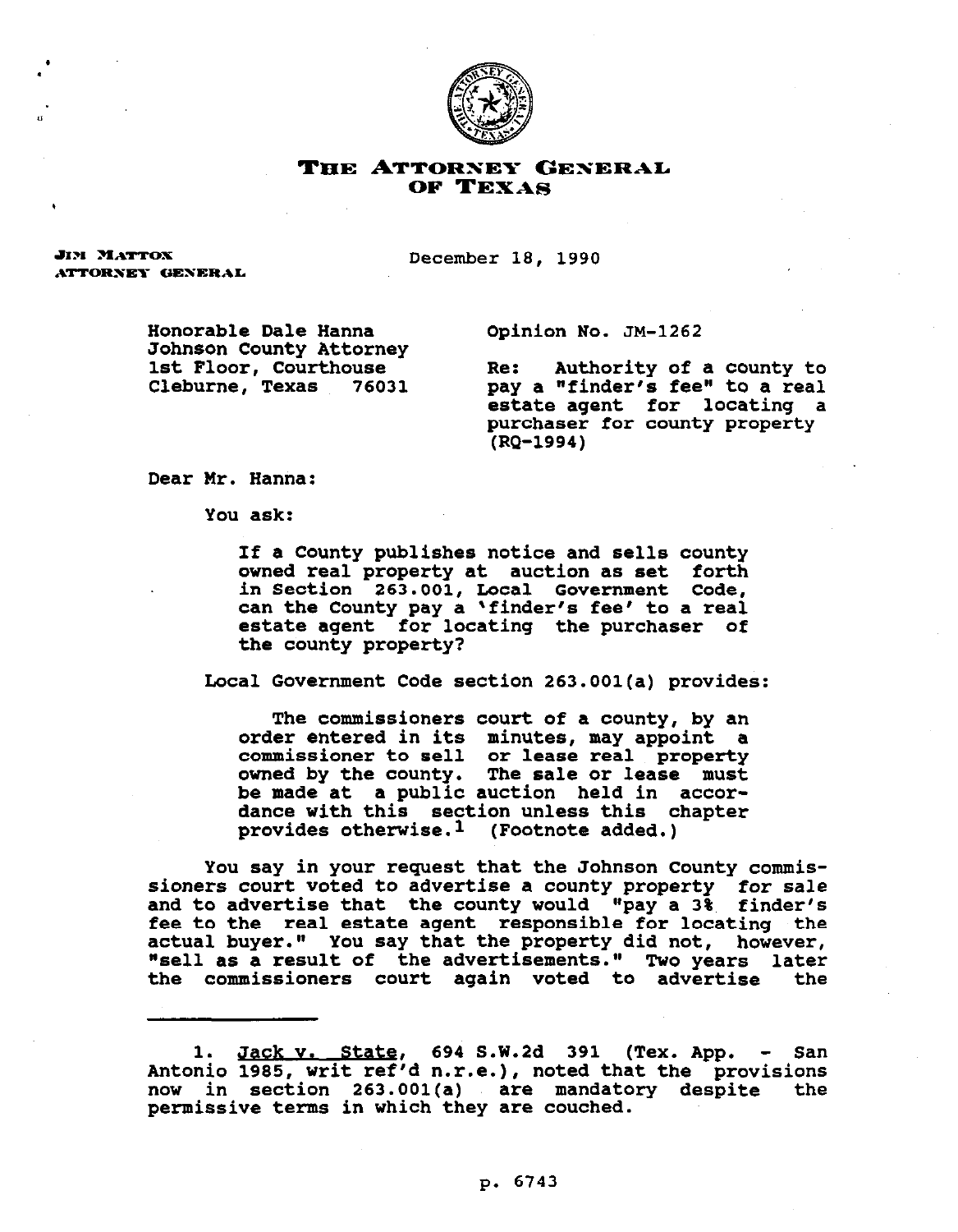# THE ATTORNEY GENERAL OF TEXAS

**JIM MATTOX**
**ATTORNEY GENERAL**

December 18, 1990

Honorable Dale Hanna
Johnson County Attorney
1st Floor, Courthouse
Cleburne, Texas 76031

Opinion No. JM-1262

Re: Authority of a county to pay a "finder's fee" to a real estate agent for locating a purchaser for county property (RQ-1994)

Dear Mr. Hanna:

You ask:

> If a County publishes notice and sells county owned real property at auction as set forth in Section 263.001, Local Government Code, can the County pay a 'finder's fee' to a real estate agent for locating the purchaser of the county property?

Local Government Code section 263.001(a) provides:

> The commissioners court of a county, by an order entered in its minutes, may appoint a commissioner to sell or lease real property owned by the county. The sale or lease must be made at a public auction held in accordance with this section unless this chapter provides otherwise.[1] (Footnote added.)

You say in your request that the Johnson County commissioners court voted to advertise a county property for sale and to advertise that the county would "pay a 3% finder's fee to the real estate agent responsible for locating the actual buyer." You say that the property did not, however, "sell as a result of the advertisements." Two years later the commissioners court again voted to advertise the

---

1. Jack v. State, 694 S.W.2d 391 (Tex. App. - San Antonio 1985, writ ref'd n.r.e.), noted that the provisions now in section 263.001(a) are mandatory despite the permissive terms in which they are couched.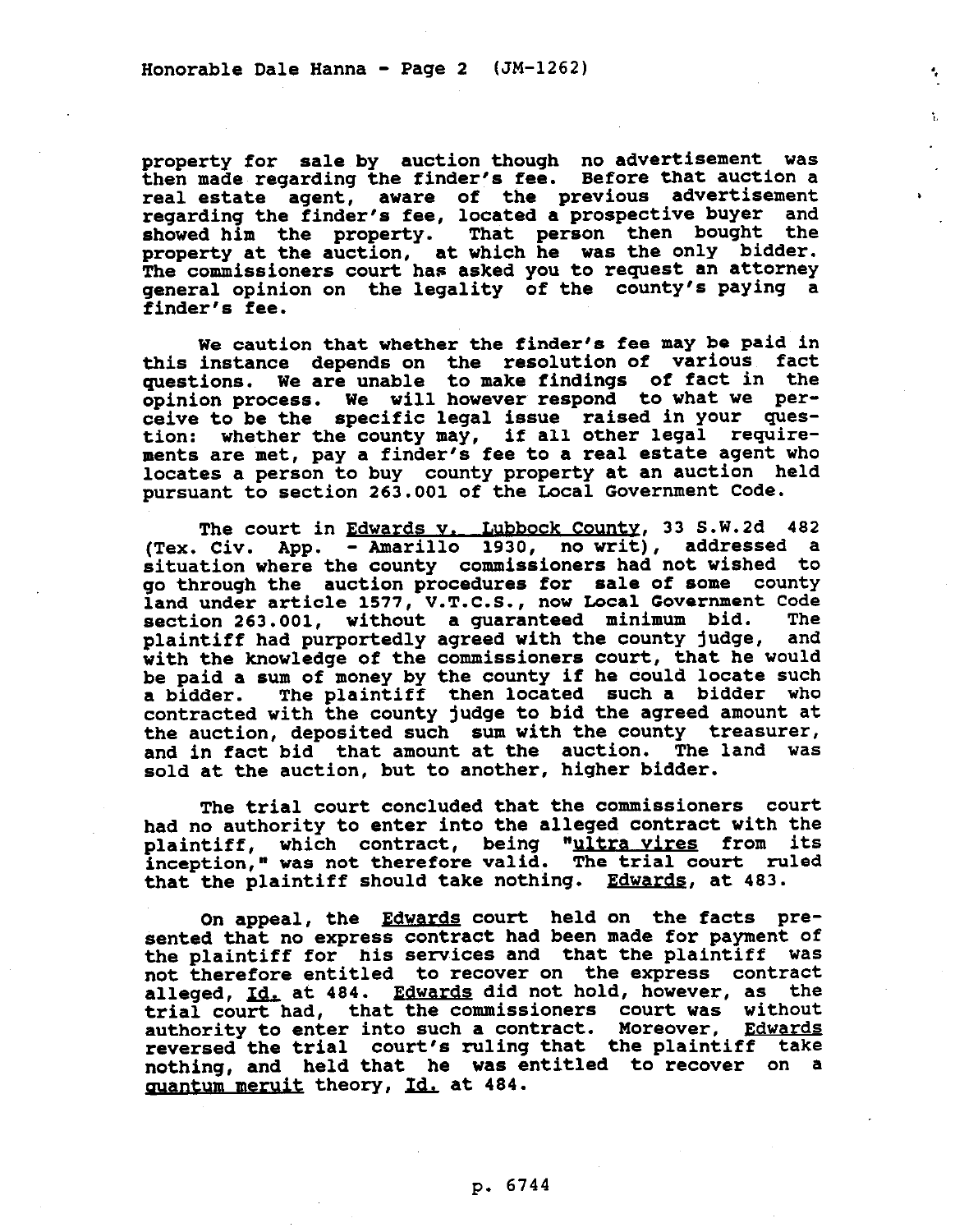property for sale by auction though no advertisement was then made regarding the finder's fee. Before that auction a real estate agent, aware of the previous advertisement regarding the finder's fee, located a prospective buyer and showed him the property. That person then bought the property at the auction, at which he was the only bidder. The commissioners court has asked you to request an attorney general opinion on the legality of the county's paying a finder's fee.

We caution that whether the finder's fee may be paid in this instance depends on the resolution of various fact questions. We are unable to make findings of fact in the opinion process. We will however respond to what we perceive to be the specific legal issue raised in your question: whether the county may, if all other legal requirements are met, pay a finder's fee to a real estate agent who locates a person to buy county property at an auction held pursuant to section 263.001 of the Local Government Code.

The court in Edwards v. Lubbock County, 33 S.W.2d 482 (Tex. Civ. App. - Amarillo 1930, no writ), addressed a situation where the county commissioners had not wished to go through the auction procedures for sale of some county land under article 1577, V.T.C.S., now Local Government Code section 263.001, without a guaranteed minimum bid. The plaintiff had purportedly agreed with the county judge, and with the knowledge of the commissioners court, that he would be paid a sum of money by the county if he could locate such a bidder. The plaintiff then located such a bidder who contracted with the county judge to bid the agreed amount at the auction, deposited such sum with the county treasurer, and in fact bid that amount at the auction. The land was sold at the auction, but to another, higher bidder.

The trial court concluded that the commissioners court had no authority to enter into the alleged contract with the plaintiff, which contract, being "ultra vires from its inception," was not therefore valid. The trial court ruled that the plaintiff should take nothing. Edwards, at 483.

On appeal, the Edwards court held on the facts presented that no express contract had been made for payment of the plaintiff for his services and that the plaintiff was not therefore entitled to recover on the express contract alleged, Id. at 484. Edwards did not hold, however, as the trial court had, that the commissioners court was without authority to enter into such a contract. Moreover, Edwards reversed the trial court's ruling that the plaintiff take nothing, and held that he was entitled to recover on a quantum meruit theory, Id. at 484.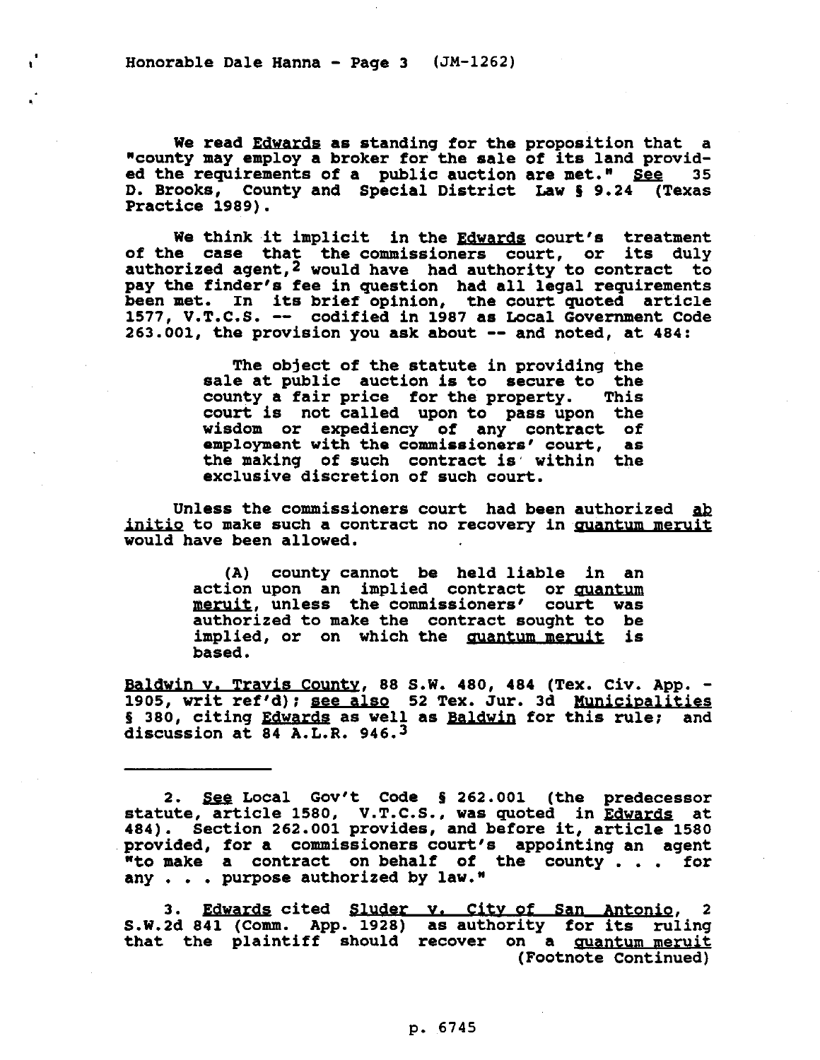We read *Edwards* as standing for the proposition that a "county may employ a broker for the sale of its land provided the requirements of a public auction are met." *See* 35 D. Brooks, County and Special District Law § 9.24 (Texas Practice 1989).

We think it implicit in the *Edwards* court's treatment of the case that the commissioners court, or its duly authorized agent,[2] would have had authority to contract to pay the finder's fee in question had all legal requirements been met. In its brief opinion, the court quoted article 1577, V.T.C.S. -- codified in 1987 as Local Government Code 263.001, the provision you ask about -- and noted, at 484:

> The object of the statute in providing the sale at public auction is to secure to the county a fair price for the property. This court is not called upon to pass upon the wisdom or expediency of any contract of employment with the commissioners' court, as the making of such contract is within the exclusive discretion of such court.

Unless the commissioners court had been authorized *ab initio* to make such a contract no recovery in *quantum meruit* would have been allowed.

> (A) county cannot be held liable in an action upon an implied contract or *quantum meruit*, unless the commissioners' court was authorized to make the contract sought to be implied, or on which the *quantum meruit* is based.

*Baldwin v. Travis County*, 88 S.W. 480, 484 (Tex. Civ. App. - 1905, writ ref'd); *see also* 52 Tex. Jur. 3d *Municipalities* § 380, citing *Edwards* as well as *Baldwin* for this rule; and discussion at 84 A.L.R. 946.[3]

---

2. *See* Local Gov't Code § 262.001 (the predecessor statute, article 1580, V.T.C.S., was quoted in *Edwards* at 484). Section 262.001 provides, and before it, article 1580 provided, for a commissioners court's appointing an agent "to make a contract on behalf of the county . . . for any . . . purpose authorized by law."

3. *Edwards* cited *Sluder v. City of San Antonio*, 2 S.W.2d 841 (Comm. App. 1928) as authority for its ruling that the plaintiff should recover on a *quantum meruit* (Footnote Continued)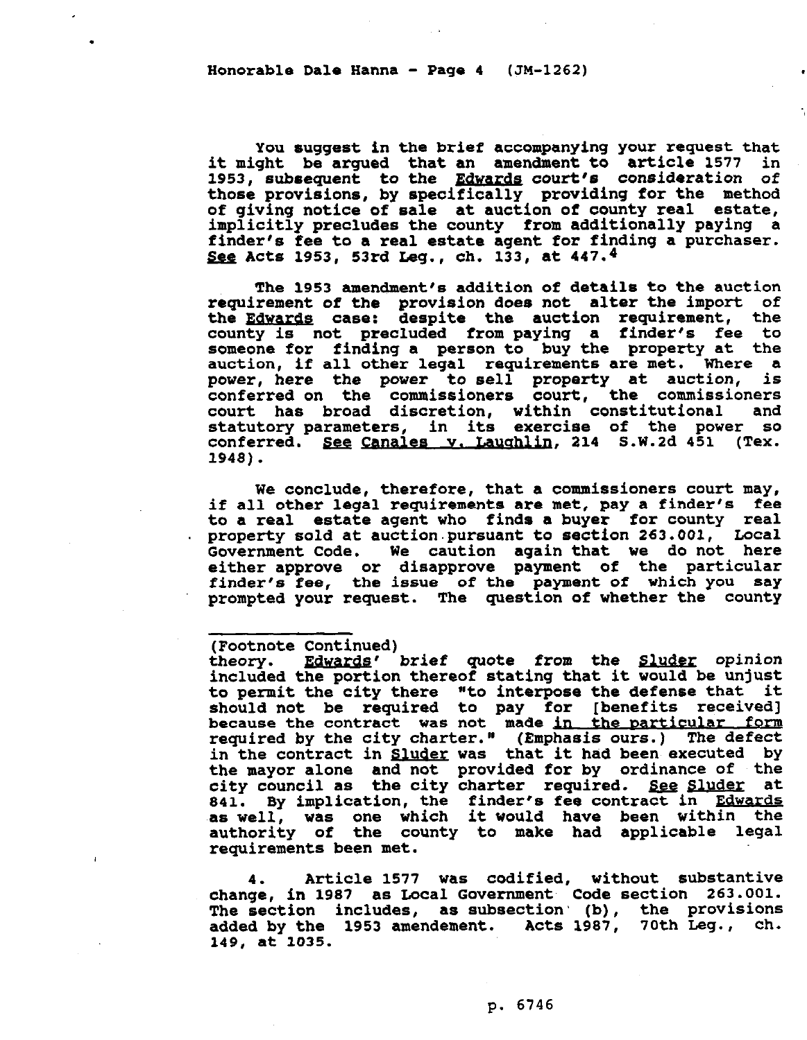You suggest in the brief accompanying your request that it might be argued that an amendment to article 1577 in 1953, subsequent to the Edwards court's consideration of those provisions, by specifically providing for the method of giving notice of sale at auction of county real estate, implicitly precludes the county from additionally paying a finder's fee to a real estate agent for finding a purchaser. See Acts 1953, 53rd Leg., ch. 133, at 447.[4]

The 1953 amendment's addition of details to the auction requirement of the provision does not alter the import of the Edwards case: despite the auction requirement, the county is not precluded from paying a finder's fee to someone for finding a person to buy the property at the auction, if all other legal requirements are met. Where a power, here the power to sell property at auction, is conferred on the commissioners court, the commissioners court has broad discretion, within constitutional and statutory parameters, in its exercise of the power so conferred. See Canales v. Laughlin, 214 S.W.2d 451 (Tex. 1948).

We conclude, therefore, that a commissioners court may, if all other legal requirements are met, pay a finder's fee to a real estate agent who finds a buyer for county real property sold at auction pursuant to section 263.001, Local Government Code. We caution again that we do not here either approve or disapprove payment of the particular finder's fee, the issue of the payment of which you say prompted your request. The question of whether the county

---

(Footnote Continued)
theory. *Edwards' brief quote from the Sluder opinion* included the portion thereof stating that it would be unjust to permit the city there "to interpose the defense that it should not be required to pay for [benefits received] because the contract was not made in the particular form required by the city charter." (Emphasis ours.) The defect in the contract in Sluder was that it had been executed by the mayor alone and not provided for by ordinance of the city council as the city charter required. See Sluder at 841. By implication, the finder's fee contract in Edwards as well, was one which it would have been within the authority of the county to make had applicable legal requirements been met.

4. Article 1577 was codified, without substantive change, in 1987 as Local Government Code section 263.001. The section includes, as subsection (b), the provisions added by the 1953 amendement. Acts 1987, 70th Leg., ch. 149, at 1035.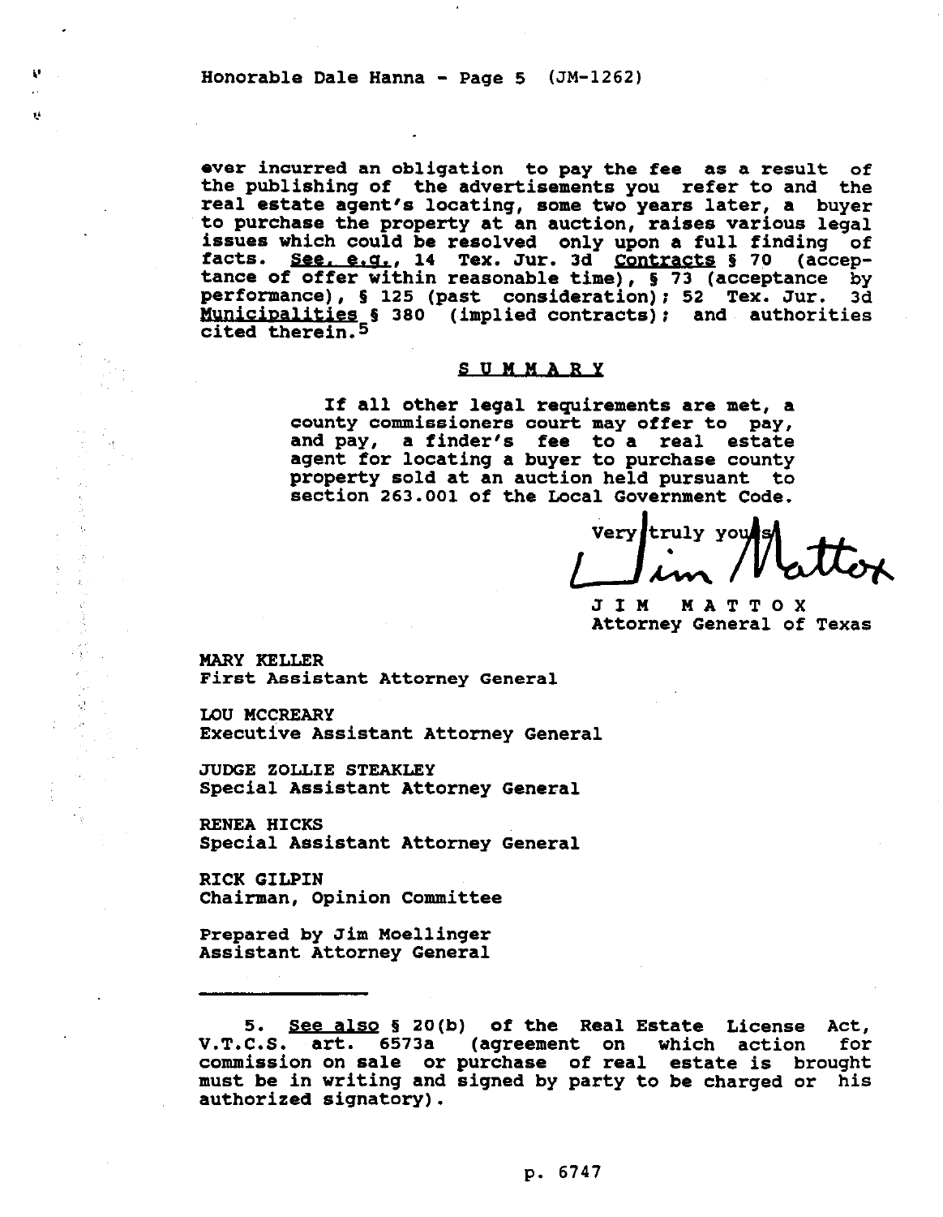ever incurred an obligation to pay the fee as a result of the publishing of the advertisements you refer to and the real estate agent's locating, some two years later, a buyer to purchase the property at an auction, raises various legal issues which could be resolved only upon a full finding of facts. _See, e.g._, 14 Tex. Jur. 3d _Contracts_ § 70 (acceptance of offer within reasonable time), § 73 (acceptance by performance), § 125 (past consideration); 52 Tex. Jur. 3d _Municipalities_ § 380 (implied contracts); and authorities cited therein.[5]

## SUMMARY

If all other legal requirements are met, a county commissioners court may offer to pay, and pay, a finder's fee to a real estate agent for locating a buyer to purchase county property sold at an auction held pursuant to section 263.001 of the Local Government Code.

Very truly yours,

Jim Mattox

JIM MATTOX
Attorney General of Texas

MARY KELLER
First Assistant Attorney General

LOU MCCREARY
Executive Assistant Attorney General

JUDGE ZOLLIE STEAKLEY
Special Assistant Attorney General

RENEA HICKS
Special Assistant Attorney General

RICK GILPIN
Chairman, Opinion Committee

Prepared by Jim Moellinger
Assistant Attorney General

---

5. _See also_ § 20(b) of the Real Estate License Act, V.T.C.S. art. 6573a (agreement on which action for commission on sale or purchase of real estate is brought must be in writing and signed by party to be charged or his authorized signatory).